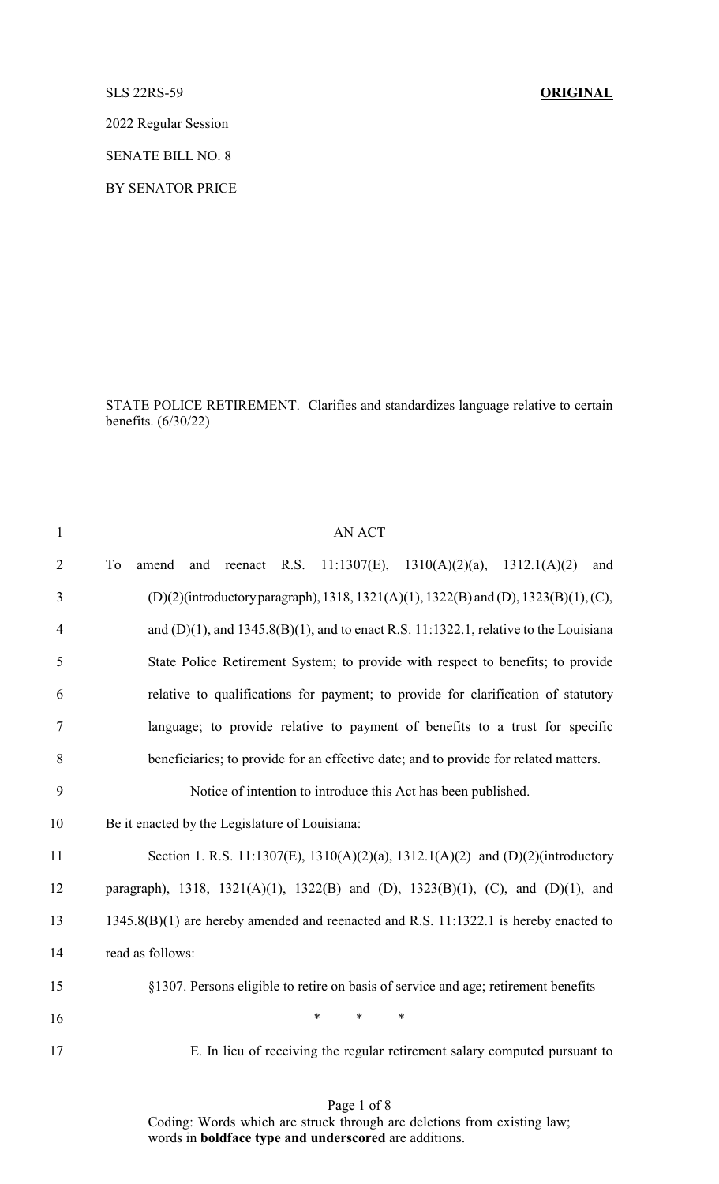SLS 22RS-59 **ORIGINAL**

2022 Regular Session

SENATE BILL NO. 8

BY SENATOR PRICE

STATE POLICE RETIREMENT. Clarifies and standardizes language relative to certain benefits. (6/30/22)

AN ACT

To amend and reenact R.S. 11:1307(E), 1310(A)(2)(a), 1312.1(A)(2) and (D)(2)(introductory paragraph), 1318, 1321(A)(1), 1322(B) and (D), 1323(B)(1), (C), and (D)(1), and 1345.8(B)(1), and to enact R.S. 11:1322.1, relative to the Louisiana State Police Retirement System; to provide with respect to benefits; to provide relative to qualifications for payment; to provide for clarification of statutory language; to provide relative to payment of benefits to a trust for specific beneficiaries; to provide for an effective date; and to provide for related matters.

Notice of intention to introduce this Act has been published.

Be it enacted by the Legislature of Louisiana:

Section 1. R.S. 11:1307(E), 1310(A)(2)(a), 1312.1(A)(2) and (D)(2)(introductory paragraph), 1318, 1321(A)(1), 1322(B) and (D), 1323(B)(1), (C), and (D)(1), and 1345.8(B)(1) are hereby amended and reenacted and R.S. 11:1322.1 is hereby enacted to read as follows:

§1307. Persons eligible to retire on basis of service and age; retirement benefits

\* \* \*

E. In lieu of receiving the regular retirement salary computed pursuant to

Coding: Words which are ~~struck through~~ are deletions from existing law; words in **boldface type and underscored** are additions.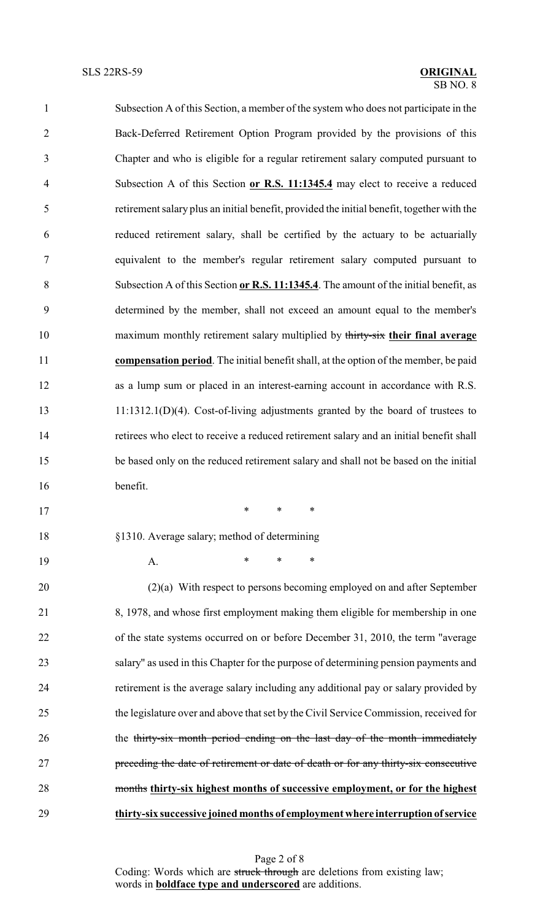Subsection A of this Section, a member of the system who does not participate in the Back-Deferred Retirement Option Program provided by the provisions of this Chapter and who is eligible for a regular retirement salary computed pursuant to Subsection A of this Section **<u>or R.S. 11:1345.4</u>** may elect to receive a reduced retirement salary plus an initial benefit, provided the initial benefit, together with the reduced retirement salary, shall be certified by the actuary to be actuarially equivalent to the member's regular retirement salary computed pursuant to Subsection A of this Section **<u>or R.S. 11:1345.4</u>**. The amount of the initial benefit, as determined by the member, shall not exceed an amount equal to the member's maximum monthly retirement salary multiplied by ~~thirty-six~~ **<u>their final average compensation period</u>**. The initial benefit shall, at the option of the member, be paid as a lump sum or placed in an interest-earning account in accordance with R.S. 11:1312.1(D)(4). Cost-of-living adjustments granted by the board of trustees to retirees who elect to receive a reduced retirement salary and an initial benefit shall be based only on the reduced retirement salary and shall not be based on the initial benefit.

\* \* \*

§1310. Average salary; method of determining

A. \* \* \*

(2)(a) With respect to persons becoming employed on and after September 8, 1978, and whose first employment making them eligible for membership in one of the state systems occurred on or before December 31, 2010, the term "average salary" as used in this Chapter for the purpose of determining pension payments and retirement is the average salary including any additional pay or salary provided by the legislature over and above that set by the Civil Service Commission, received for the ~~thirty-six month period ending on the last day of the month immediately preceding the date of retirement or date of death or for any thirty-six consecutive months~~ **<u>thirty-six highest months of successive employment, or for the highest thirty-six successive joined months of employment where interruption of service</u>**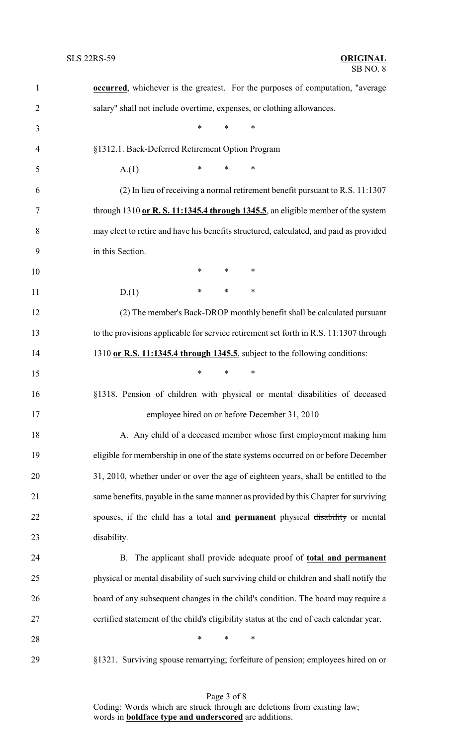**occurred**, whichever is the greatest. For the purposes of computation, "average salary" shall not include overtime, expenses, or clothing allowances.

\* \* \*

§1312.1. Back-Deferred Retirement Option Program

A.(1) \* \* \*

(2) In lieu of receiving a normal retirement benefit pursuant to R.S. 11:1307 through 1310 **or R. S. 11:1345.4 through 1345.5**, an eligible member of the system may elect to retire and have his benefits structured, calculated, and paid as provided in this Section.

\* \* \*

D.(1) \* \* \*

(2) The member's Back-DROP monthly benefit shall be calculated pursuant to the provisions applicable for service retirement set forth in R.S. 11:1307 through 1310 **or R.S. 11:1345.4 through 1345.5**, subject to the following conditions:

\* \* \*

§1318. Pension of children with physical or mental disabilities of deceased employee hired on or before December 31, 2010

A. Any child of a deceased member whose first employment making him eligible for membership in one of the state systems occurred on or before December 31, 2010, whether under or over the age of eighteen years, shall be entitled to the same benefits, payable in the same manner as provided by this Chapter for surviving spouses, if the child has a total **and permanent** physical ~~disability~~ or mental disability.

B. The applicant shall provide adequate proof of **total and permanent** physical or mental disability of such surviving child or children and shall notify the board of any subsequent changes in the child's condition. The board may require a certified statement of the child's eligibility status at the end of each calendar year.

\* \* \*

§1321. Surviving spouse remarrying; forfeiture of pension; employees hired on or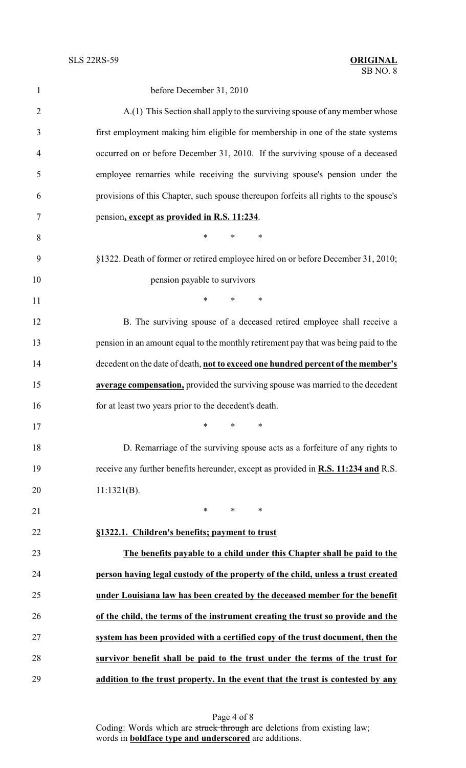before December 31, 2010

A.(1) This Section shall apply to the surviving spouse of any member whose first employment making him eligible for membership in one of the state systems occurred on or before December 31, 2010. If the surviving spouse of a deceased employee remarries while receiving the surviving spouse's pension under the provisions of this Chapter, such spouse thereupon forfeits all rights to the spouse's pension**, except as provided in R.S. 11:234**.

\* \* \*

§1322. Death of former or retired employee hired on or before December 31, 2010; pension payable to survivors

\* \* \*

B. The surviving spouse of a deceased retired employee shall receive a pension in an amount equal to the monthly retirement pay that was being paid to the decedent on the date of death, **not to exceed one hundred percent of the member's average compensation,** provided the surviving spouse was married to the decedent for at least two years prior to the decedent's death.

\* \* \*

D. Remarriage of the surviving spouse acts as a forfeiture of any rights to receive any further benefits hereunder, except as provided in **R.S. 11:234 and** R.S. 11:1321(B).

\* \* \*

**§1322.1. Children's benefits; payment to trust**

**The benefits payable to a child under this Chapter shall be paid to the person having legal custody of the property of the child, unless a trust created under Louisiana law has been created by the deceased member for the benefit of the child, the terms of the instrument creating the trust so provide and the system has been provided with a certified copy of the trust document, then the survivor benefit shall be paid to the trust under the terms of the trust for addition to the trust property. In the event that the trust is contested by any**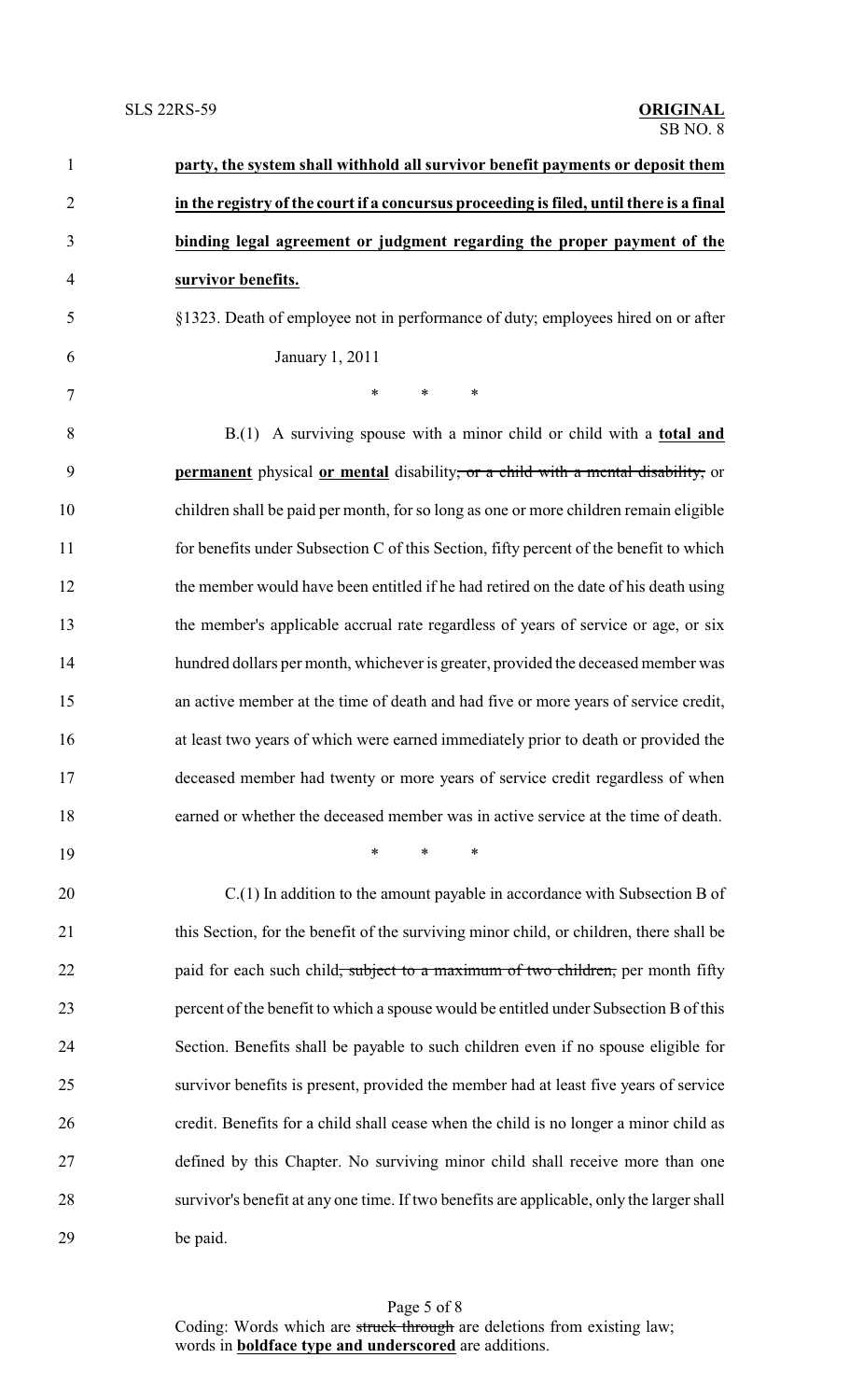**party, the system shall withhold all survivor benefit payments or deposit them in the registry of the court if a concursus proceeding is filed, until there is a final binding legal agreement or judgment regarding the proper payment of the survivor benefits.**

§1323. Death of employee not in performance of duty; employees hired on or after January 1, 2011

\* \* \*

B.(1) A surviving spouse with a minor child or child with a **total and permanent** physical **or mental** disability~~, or a child with a mental disability,~~ or children shall be paid per month, for so long as one or more children remain eligible for benefits under Subsection C of this Section, fifty percent of the benefit to which the member would have been entitled if he had retired on the date of his death using the member's applicable accrual rate regardless of years of service or age, or six hundred dollars per month, whichever is greater, provided the deceased member was an active member at the time of death and had five or more years of service credit, at least two years of which were earned immediately prior to death or provided the deceased member had twenty or more years of service credit regardless of when earned or whether the deceased member was in active service at the time of death.

\* \* \*

C.(1) In addition to the amount payable in accordance with Subsection B of this Section, for the benefit of the surviving minor child, or children, there shall be paid for each such child~~, subject to a maximum of two children,~~ per month fifty percent of the benefit to which a spouse would be entitled under Subsection B of this Section. Benefits shall be payable to such children even if no spouse eligible for survivor benefits is present, provided the member had at least five years of service credit. Benefits for a child shall cease when the child is no longer a minor child as defined by this Chapter. No surviving minor child shall receive more than one survivor's benefit at any one time. If two benefits are applicable, only the larger shall be paid.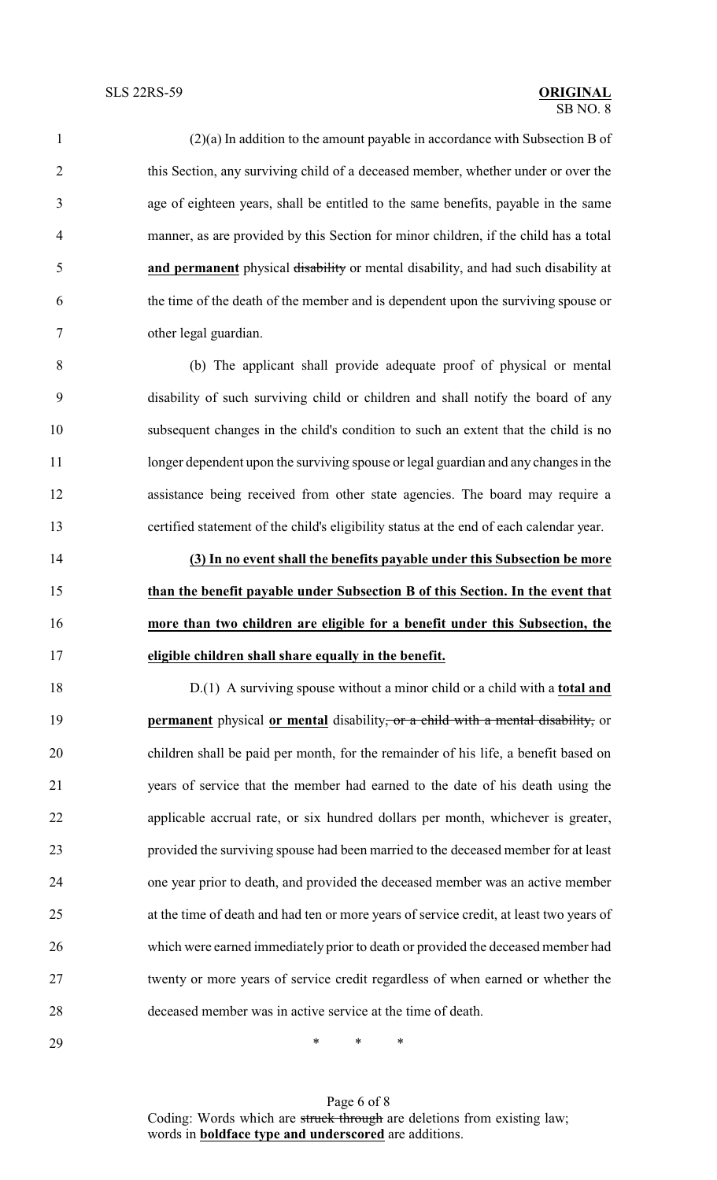(2)(a) In addition to the amount payable in accordance with Subsection B of this Section, any surviving child of a deceased member, whether under or over the age of eighteen years, shall be entitled to the same benefits, payable in the same manner, as are provided by this Section for minor children, if the child has a total **and permanent** physical ~~disability~~ or mental disability, and had such disability at the time of the death of the member and is dependent upon the surviving spouse or other legal guardian.

(b) The applicant shall provide adequate proof of physical or mental disability of such surviving child or children and shall notify the board of any subsequent changes in the child's condition to such an extent that the child is no longer dependent upon the surviving spouse or legal guardian and any changes in the assistance being received from other state agencies. The board may require a certified statement of the child's eligibility status at the end of each calendar year.

**(3) In no event shall the benefits payable under this Subsection be more than the benefit payable under Subsection B of this Section. In the event that more than two children are eligible for a benefit under this Subsection, the eligible children shall share equally in the benefit.**

D.(1) A surviving spouse without a minor child or a child with a **total and permanent** physical **or mental** disability~~, or a child with a mental disability,~~ or children shall be paid per month, for the remainder of his life, a benefit based on years of service that the member had earned to the date of his death using the applicable accrual rate, or six hundred dollars per month, whichever is greater, provided the surviving spouse had been married to the deceased member for at least one year prior to death, and provided the deceased member was an active member at the time of death and had ten or more years of service credit, at least two years of which were earned immediately prior to death or provided the deceased member had twenty or more years of service credit regardless of when earned or whether the deceased member was in active service at the time of death.

\* \* \*

Coding: Words which are ~~struck through~~ are deletions from existing law; words in **boldface type and underscored** are additions.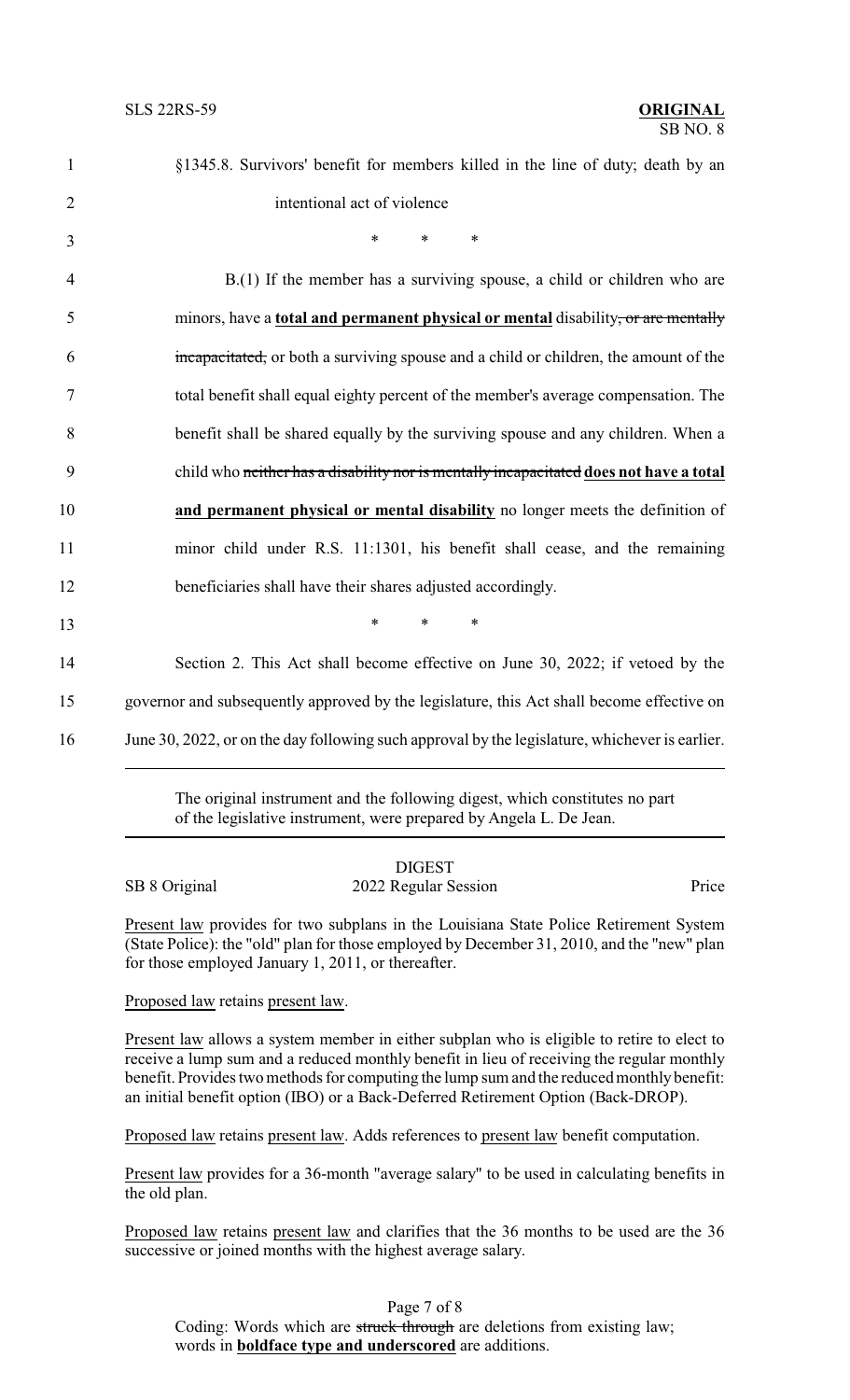§1345.8. Survivors' benefit for members killed in the line of duty; death by an intentional act of violence

\* \* \*

B.(1) If the member has a surviving spouse, a child or children who are minors, have a **total and permanent physical or mental** disability~~, or are mentally incapacitated,~~ or both a surviving spouse and a child or children, the amount of the total benefit shall equal eighty percent of the member's average compensation. The benefit shall be shared equally by the surviving spouse and any children. When a child who ~~neither has a disability nor is mentally incapacitated~~ **does not have a total and permanent physical or mental disability** no longer meets the definition of minor child under R.S. 11:1301, his benefit shall cease, and the remaining beneficiaries shall have their shares adjusted accordingly.

\* \* \*

Section 2. This Act shall become effective on June 30, 2022; if vetoed by the governor and subsequently approved by the legislature, this Act shall become effective on June 30, 2022, or on the day following such approval by the legislature, whichever is earlier.

---

The original instrument and the following digest, which constitutes no part of the legislative instrument, were prepared by Angela L. De Jean.

---

## DIGEST

SB 8 Original — 2022 Regular Session — Price

Present law provides for two subplans in the Louisiana State Police Retirement System (State Police): the "old" plan for those employed by December 31, 2010, and the "new" plan for those employed January 1, 2011, or thereafter.

Proposed law retains present law.

Present law allows a system member in either subplan who is eligible to retire to elect to receive a lump sum and a reduced monthly benefit in lieu of receiving the regular monthly benefit. Provides two methods for computing the lump sum and the reduced monthly benefit: an initial benefit option (IBO) or a Back-Deferred Retirement Option (Back-DROP).

Proposed law retains present law. Adds references to present law benefit computation.

Present law provides for a 36-month "average salary" to be used in calculating benefits in the old plan.

Proposed law retains present law and clarifies that the 36 months to be used are the 36 successive or joined months with the highest average salary.

Coding: Words which are ~~struck through~~ are deletions from existing law; words in **boldface type and underscored** are additions.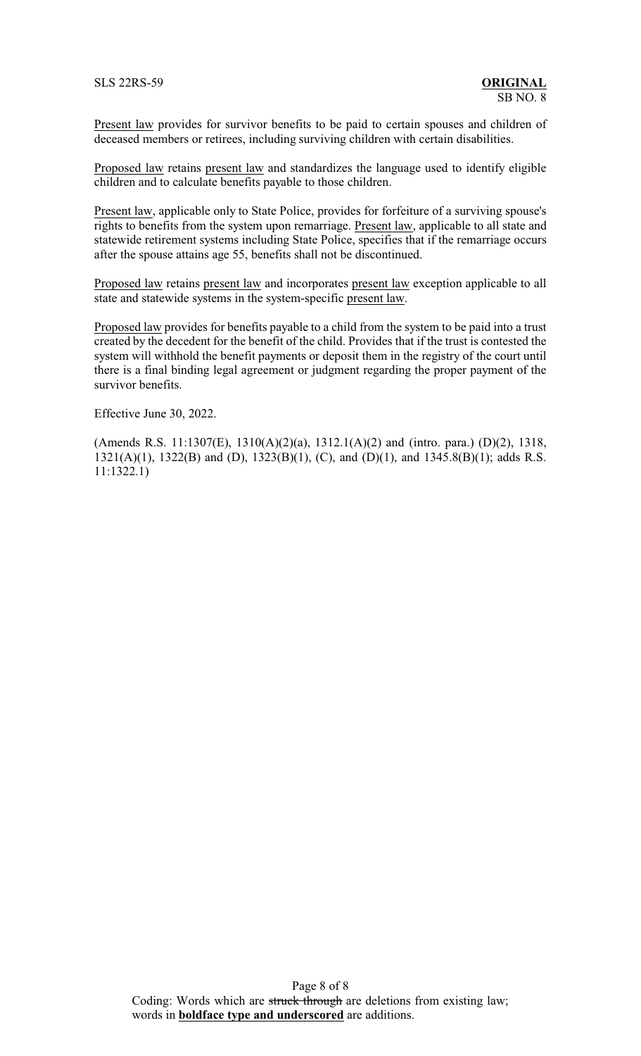Present law provides for survivor benefits to be paid to certain spouses and children of deceased members or retirees, including surviving children with certain disabilities.

Proposed law retains present law and standardizes the language used to identify eligible children and to calculate benefits payable to those children.

Present law, applicable only to State Police, provides for forfeiture of a surviving spouse's rights to benefits from the system upon remarriage. Present law, applicable to all state and statewide retirement systems including State Police, specifies that if the remarriage occurs after the spouse attains age 55, benefits shall not be discontinued.

Proposed law retains present law and incorporates present law exception applicable to all state and statewide systems in the system-specific present law.

Proposed law provides for benefits payable to a child from the system to be paid into a trust created by the decedent for the benefit of the child. Provides that if the trust is contested the system will withhold the benefit payments or deposit them in the registry of the court until there is a final binding legal agreement or judgment regarding the proper payment of the survivor benefits.

Effective June 30, 2022.

(Amends R.S. 11:1307(E), 1310(A)(2)(a), 1312.1(A)(2) and (intro. para.) (D)(2), 1318, 1321(A)(1), 1322(B) and (D), 1323(B)(1), (C), and (D)(1), and 1345.8(B)(1); adds R.S. 11:1322.1)

Coding: Words which are ~~struck through~~ are deletions from existing law; words in **boldface type and underscored** are additions.